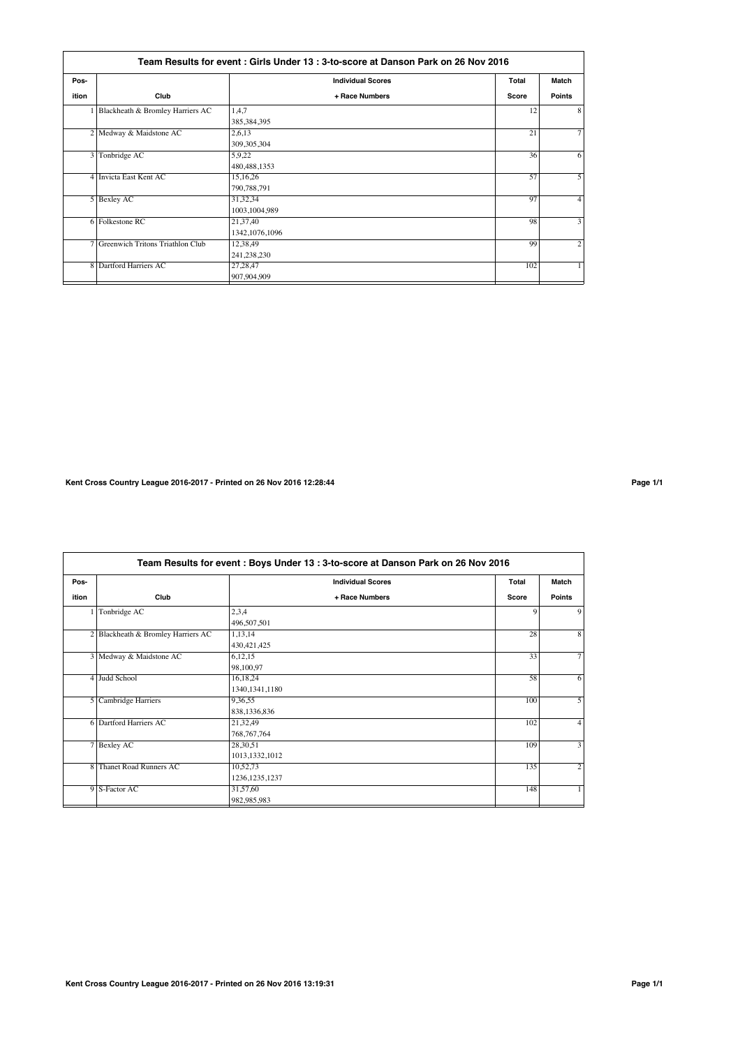## Team Results for event : Girls Under 13 : 3-to-score at Danson Park on 26 Nov 2016

| Pos-ition | Club | Individual Scores + Race Numbers | Total Score | Match Points |
|---|---|---|---|---|
| 1 | Blackheath & Bromley Harriers AC | 1,4,7<br>385,384,395 | 12 | 8 |
| 2 | Medway & Maidstone AC | 2,6,13<br>309,305,304 | 21 | 7 |
| 3 | Tonbridge AC | 5,9,22<br>480,488,1353 | 36 | 6 |
| 4 | Invicta East Kent AC | 15,16,26<br>790,788,791 | 57 | 5 |
| 5 | Bexley AC | 31,32,34<br>1003,1004,989 | 97 | 4 |
| 6 | Folkestone RC | 21,37,40<br>1342,1076,1096 | 98 | 3 |
| 7 | Greenwich Tritons Triathlon Club | 12,38,49<br>241,238,230 | 99 | 2 |
| 8 | Dartford Harriers AC | 27,28,47<br>907,904,909 | 102 | 1 |

Kent Cross Country League 2016-2017 - Printed on 26 Nov 2016 12:28:44

## Team Results for event : Boys Under 13 : 3-to-score at Danson Park on 26 Nov 2016

| Pos-ition | Club | Individual Scores + Race Numbers | Total Score | Match Points |
|---|---|---|---|---|
| 1 | Tonbridge AC | 2,3,4<br>496,507,501 | 9 | 9 |
| 2 | Blackheath & Bromley Harriers AC | 1,13,14<br>430,421,425 | 28 | 8 |
| 3 | Medway & Maidstone AC | 6,12,15<br>98,100,97 | 33 | 7 |
| 4 | Judd School | 16,18,24<br>1340,1341,1180 | 58 | 6 |
| 5 | Cambridge Harriers | 9,36,55<br>838,1336,836 | 100 | 5 |
| 6 | Dartford Harriers AC | 21,32,49<br>768,767,764 | 102 | 4 |
| 7 | Bexley AC | 28,30,51<br>1013,1332,1012 | 109 | 3 |
| 8 | Thanet Road Runners AC | 10,52,73<br>1236,1235,1237 | 135 | 2 |
| 9 | S-Factor AC | 31,57,60<br>982,985,983 | 148 | 1 |

Kent Cross Country League 2016-2017 - Printed on 26 Nov 2016 13:19:31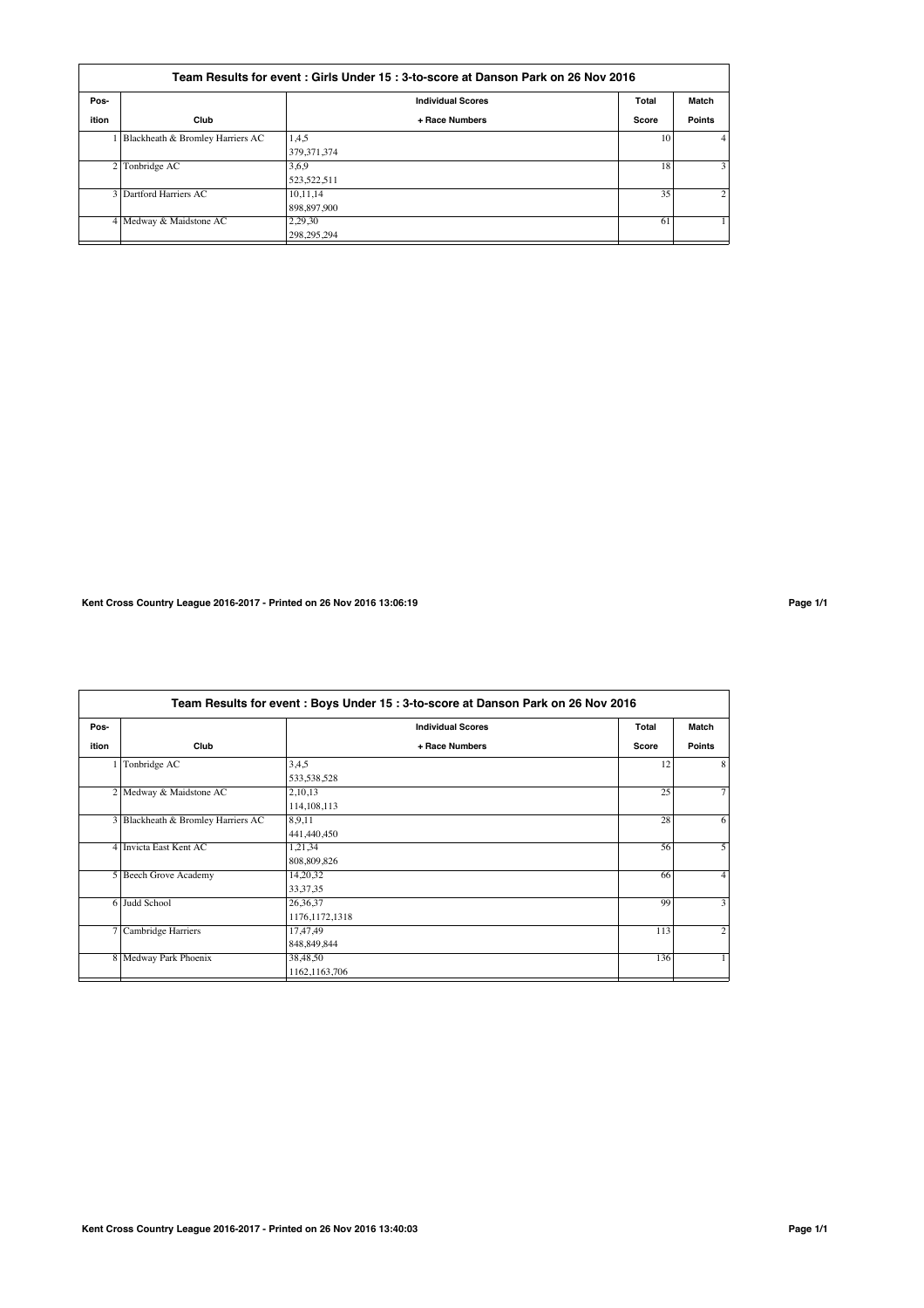### Team Results for event : Girls Under 15 : 3-to-score at Danson Park on 26 Nov 2016

| Pos-ition | Club | Individual Scores + Race Numbers | Total Score | Match Points |
|---|---|---|---|---|
| 1 | Blackheath & Bromley Harriers AC | 1,4,5<br>379,371,374 | 10 | 4 |
| 2 | Tonbridge AC | 3,6,9<br>523,522,511 | 18 | 3 |
| 3 | Dartford Harriers AC | 10,11,14<br>898,897,900 | 35 | 2 |
| 4 | Medway & Maidstone AC | 2,29,30<br>298,295,294 | 61 | 1 |

**Kent Cross Country League 2016-2017 - Printed on 26 Nov 2016 13:06:19**

### Team Results for event : Boys Under 15 : 3-to-score at Danson Park on 26 Nov 2016

| Pos-ition | Club | Individual Scores + Race Numbers | Total Score | Match Points |
|---|---|---|---|---|
| 1 | Tonbridge AC | 3,4,5<br>533,538,528 | 12 | 8 |
| 2 | Medway & Maidstone AC | 2,10,13<br>114,108,113 | 25 | 7 |
| 3 | Blackheath & Bromley Harriers AC | 8,9,11<br>441,440,450 | 28 | 6 |
| 4 | Invicta East Kent AC | 1,21,34<br>808,809,826 | 56 | 5 |
| 5 | Beech Grove Academy | 14,20,32<br>33,37,35 | 66 | 4 |
| 6 | Judd School | 26,36,37<br>1176,1172,1318 | 99 | 3 |
| 7 | Cambridge Harriers | 17,47,49<br>848,849,844 | 113 | 2 |
| 8 | Medway Park Phoenix | 38,48,50<br>1162,1163,706 | 136 | 1 |

**Kent Cross Country League 2016-2017 - Printed on 26 Nov 2016 13:40:03**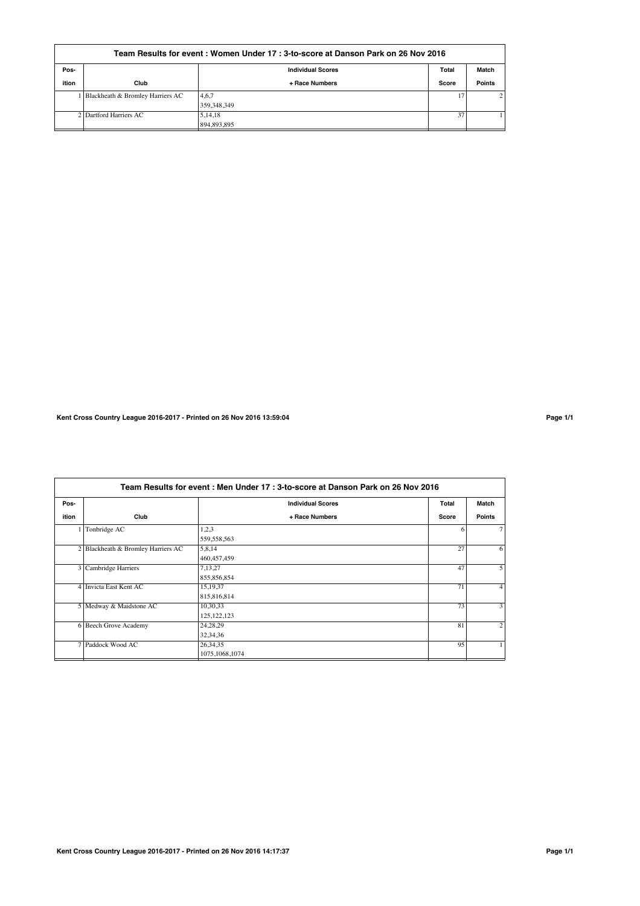## Team Results for event : Women Under 17 : 3-to-score at Danson Park on 26 Nov 2016

| Pos-ition | Club | Individual Scores + Race Numbers | Total Score | Match Points |
|---|---|---|---|---|
| 1 | Blackheath & Bromley Harriers AC | 4,6,7<br>359,348,349 | 17 | 2 |
| 2 | Dartford Harriers AC | 5,14,18<br>894,893,895 | 37 | 1 |

Kent Cross Country League 2016-2017 - Printed on 26 Nov 2016 13:59:04

## Team Results for event : Men Under 17 : 3-to-score at Danson Park on 26 Nov 2016

| Pos-ition | Club | Individual Scores + Race Numbers | Total Score | Match Points |
|---|---|---|---|---|
| 1 | Tonbridge AC | 1,2,3<br>559,558,563 | 6 | 7 |
| 2 | Blackheath & Bromley Harriers AC | 5,8,14<br>460,457,459 | 27 | 6 |
| 3 | Cambridge Harriers | 7,13,27<br>855,856,854 | 47 | 5 |
| 4 | Invicta East Kent AC | 15,19,37<br>815,816,814 | 71 | 4 |
| 5 | Medway & Maidstone AC | 10,30,33<br>125,122,123 | 73 | 3 |
| 6 | Beech Grove Academy | 24,28,29<br>32,34,36 | 81 | 2 |
| 7 | Paddock Wood AC | 26,34,35<br>1075,1068,1074 | 95 | 1 |

Kent Cross Country League 2016-2017 - Printed on 26 Nov 2016 14:17:37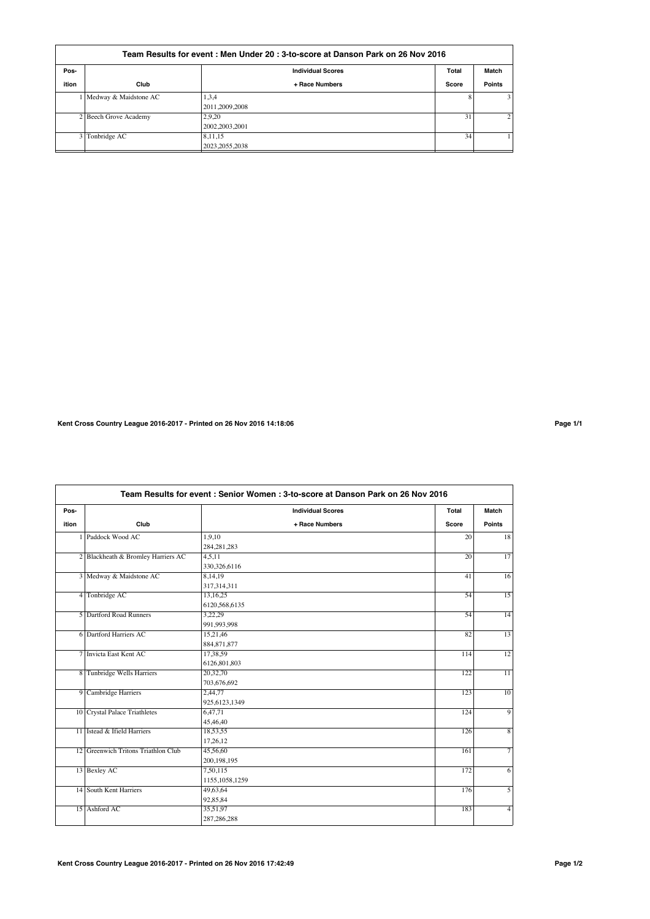## Team Results for event : Men Under 20 : 3-to-score at Danson Park on 26 Nov 2016

| Pos-ition | Club | Individual Scores + Race Numbers | Total Score | Match Points |
|---|---|---|---|---|
| 1 | Medway & Maidstone AC | 1,3,4<br>2011,2009,2008 | 8 | 3 |
| 2 | Beech Grove Academy | 2,9,20<br>2002,2003,2001 | 31 | 2 |
| 3 | Tonbridge AC | 8,11,15<br>2023,2055,2038 | 34 | 1 |

Kent Cross Country League 2016-2017 - Printed on 26 Nov 2016 14:18:06

## Team Results for event : Senior Women : 3-to-score at Danson Park on 26 Nov 2016

| Pos-ition | Club | Individual Scores + Race Numbers | Total Score | Match Points |
|---|---|---|---|---|
| 1 | Paddock Wood AC | 1,9,10<br>284,281,283 | 20 | 18 |
| 2 | Blackheath & Bromley Harriers AC | 4,5,11<br>330,326,6116 | 20 | 17 |
| 3 | Medway & Maidstone AC | 8,14,19<br>317,314,311 | 41 | 16 |
| 4 | Tonbridge AC | 13,16,25<br>6120,568,6135 | 54 | 15 |
| 5 | Dartford Road Runners | 3,22,29<br>991,993,998 | 54 | 14 |
| 6 | Dartford Harriers AC | 15,21,46<br>884,871,877 | 82 | 13 |
| 7 | Invicta East Kent AC | 17,38,59<br>6126,801,803 | 114 | 12 |
| 8 | Tunbridge Wells Harriers | 20,32,70<br>703,676,692 | 122 | 11 |
| 9 | Cambridge Harriers | 2,44,77<br>925,6123,1349 | 123 | 10 |
| 10 | Crystal Palace Triathletes | 6,47,71<br>45,46,40 | 124 | 9 |
| 11 | Istead & Ifield Harriers | 18,53,55<br>17,26,12 | 126 | 8 |
| 12 | Greenwich Tritons Triathlon Club | 45,56,60<br>200,198,195 | 161 | 7 |
| 13 | Bexley AC | 7,50,115<br>1155,1058,1259 | 172 | 6 |
| 14 | South Kent Harriers | 49,63,64<br>92,85,84 | 176 | 5 |
| 15 | Ashford AC | 35,51,97<br>287,286,288 | 183 | 4 |

Kent Cross Country League 2016-2017 - Printed on 26 Nov 2016 17:42:49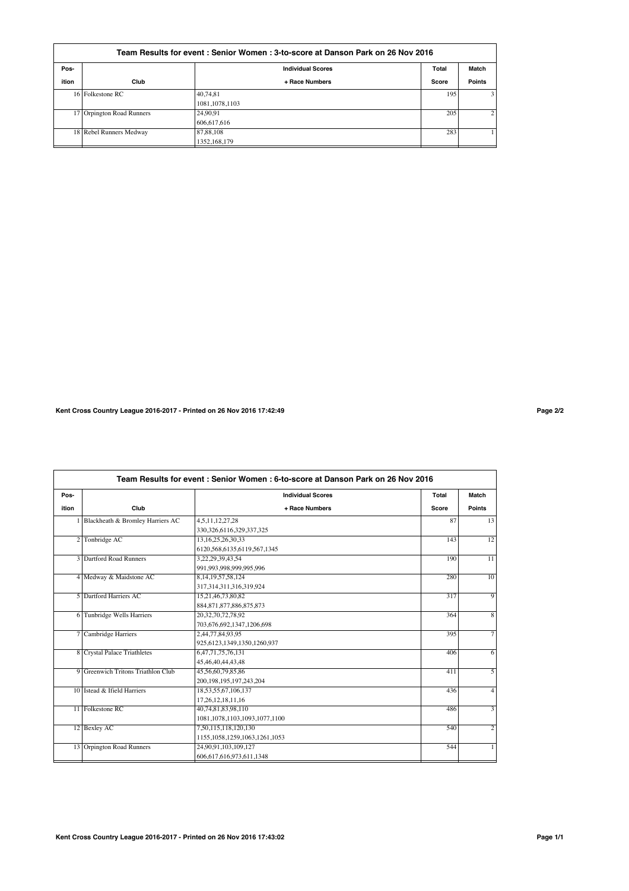### Team Results for event : Senior Women : 3-to-score at Danson Park on 26 Nov 2016

| Pos-ition | Club | Individual Scores + Race Numbers | Total Score | Match Points |
|---|---|---|---|---|
| 16 | Folkestone RC | 40,74,81<br>1081,1078,1103 | 195 | 3 |
| 17 | Orpington Road Runners | 24,90,91<br>606,617,616 | 205 | 2 |
| 18 | Rebel Runners Medway | 87,88,108<br>1352,168,179 | 283 | 1 |

### Team Results for event : Senior Women : 6-to-score at Danson Park on 26 Nov 2016

| Pos-ition | Club | Individual Scores + Race Numbers | Total Score | Match Points |
|---|---|---|---|---|
| 1 | Blackheath & Bromley Harriers AC | 4,5,11,12,27,28<br>330,326,6116,329,337,325 | 87 | 13 |
| 2 | Tonbridge AC | 13,16,25,26,30,33<br>6120,568,6135,6119,567,1345 | 143 | 12 |
| 3 | Dartford Road Runners | 3,22,29,39,43,54<br>991,993,998,999,995,996 | 190 | 11 |
| 4 | Medway & Maidstone AC | 8,14,19,57,58,124<br>317,314,311,316,319,924 | 280 | 10 |
| 5 | Dartford Harriers AC | 15,21,46,73,80,82<br>884,871,877,886,875,873 | 317 | 9 |
| 6 | Tunbridge Wells Harriers | 20,32,70,72,78,92<br>703,676,692,1347,1206,698 | 364 | 8 |
| 7 | Cambridge Harriers | 2,44,77,84,93,95<br>925,6123,1349,1350,1260,937 | 395 | 7 |
| 8 | Crystal Palace Triathletes | 6,47,71,75,76,131<br>45,46,40,44,43,48 | 406 | 6 |
| 9 | Greenwich Tritons Triathlon Club | 45,56,60,79,85,86<br>200,198,195,197,243,204 | 411 | 5 |
| 10 | Istead & Ifield Harriers | 18,53,55,67,106,137<br>17,26,12,18,11,16 | 436 | 4 |
| 11 | Folkestone RC | 40,74,81,83,98,110<br>1081,1078,1103,1093,1077,1100 | 486 | 3 |
| 12 | Bexley AC | 7,50,115,118,120,130<br>1155,1058,1259,1063,1261,1053 | 540 | 2 |
| 13 | Orpington Road Runners | 24,90,91,103,109,127<br>606,617,616,973,611,1348 | 544 | 1 |